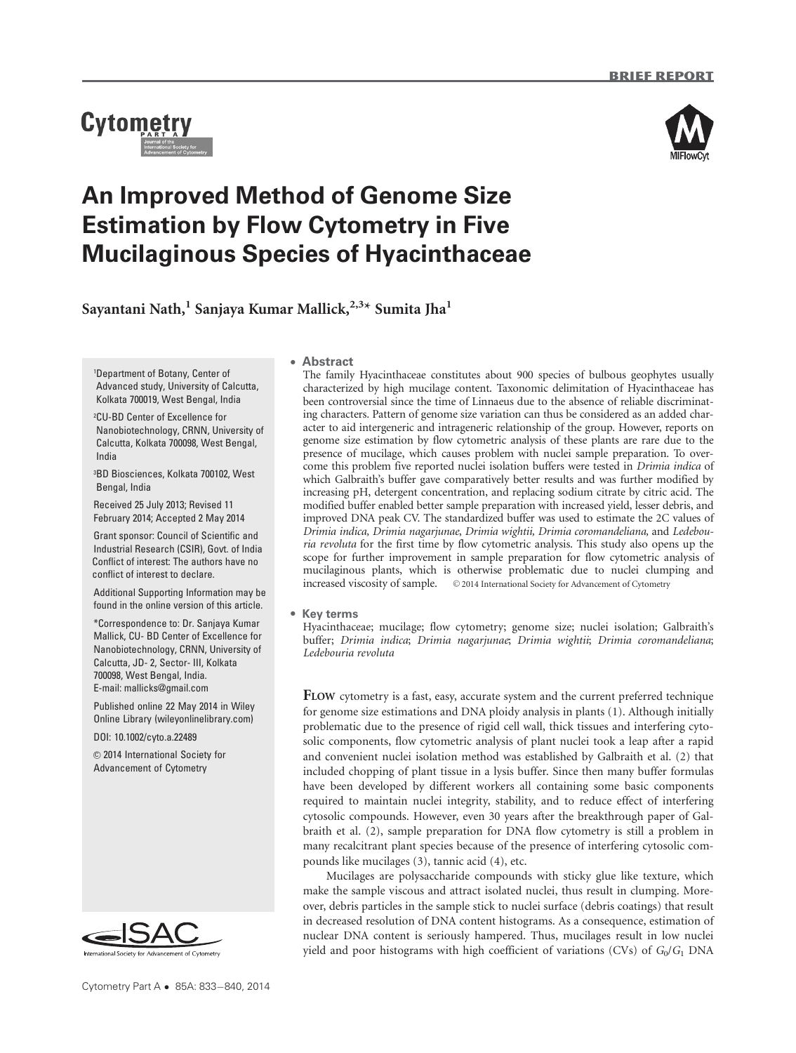# An Improved Method of Genome Size Estimation by Flow Cytometry in Five Mucilaginous Species of Hyacinthaceae

**Sayantani Nath,[1] Sanjaya Kumar Mallick,[2,3]* Sumita Jha[1]**

[1]Department of Botany, Center of Advanced study, University of Calcutta, Kolkata 700019, West Bengal, India

[2]CU-BD Center of Excellence for Nanobiotechnology, CRNN, University of Calcutta, Kolkata 700098, West Bengal, India

[3]BD Biosciences, Kolkata 700102, West Bengal, India

Received 25 July 2013; Revised 11 February 2014; Accepted 2 May 2014

Grant sponsor: Council of Scientific and Industrial Research (CSIR), Govt. of India

Conflict of interest: The authors have no conflict of interest to declare.

Additional Supporting Information may be found in the online version of this article.

*Correspondence to: Dr. Sanjaya Kumar Mallick, CU- BD Center of Excellence for Nanobiotechnology, CRNN, University of Calcutta, JD- 2, Sector- III, Kolkata 700098, West Bengal, India. E-mail: mallicks@gmail.com

Published online 22 May 2014 in Wiley Online Library (wileyonlinelibrary.com)

DOI: 10.1002/cyto.a.22489

© 2014 International Society for Advancement of Cytometry

## Abstract

The family Hyacinthaceae constitutes about 900 species of bulbous geophytes usually characterized by high mucilage content. Taxonomic delimitation of Hyacinthaceae has been controversial since the time of Linnaeus due to the absence of reliable discriminating characters. Pattern of genome size variation can thus be considered as an added character to aid intergeneric and intrageneric relationship of the group. However, reports on genome size estimation by flow cytometric analysis of these plants are rare due to the presence of mucilage, which causes problem with nuclei sample preparation. To overcome this problem five reported nuclei isolation buffers were tested in *Drimia indica* of which Galbraith's buffer gave comparatively better results and was further modified by increasing pH, detergent concentration, and replacing sodium citrate by citric acid. The modified buffer enabled better sample preparation with increased yield, lesser debris, and improved DNA peak CV. The standardized buffer was used to estimate the 2C values of *Drimia indica*, *Drimia nagarjunae*, *Drimia wightii*, *Drimia coromandeliana*, and *Ledebouria revoluta* for the first time by flow cytometric analysis. This study also opens up the scope for further improvement in sample preparation for flow cytometric analysis of mucilaginous plants, which is otherwise problematic due to nuclei clumping and increased viscosity of sample. © 2014 International Society for Advancement of Cytometry

## Key terms

Hyacinthaceae; mucilage; flow cytometry; genome size; nuclei isolation; Galbraith's buffer; *Drimia indica*; *Drimia nagarjunae*; *Drimia wightii*; *Drimia coromandeliana*; *Ledebouria revoluta*

**Flow** cytometry is a fast, easy, accurate system and the current preferred technique for genome size estimations and DNA ploidy analysis in plants (1). Although initially problematic due to the presence of rigid cell wall, thick tissues and interfering cytosolic components, flow cytometric analysis of plant nuclei took a leap after a rapid and convenient nuclei isolation method was established by Galbraith et al. (2) that included chopping of plant tissue in a lysis buffer. Since then many buffer formulas have been developed by different workers all containing some basic components required to maintain nuclei integrity, stability, and to reduce effect of interfering cytosolic compounds. However, even 30 years after the breakthrough paper of Galbraith et al. (2), sample preparation for DNA flow cytometry is still a problem in many recalcitrant plant species because of the presence of interfering cytosolic compounds like mucilages (3), tannic acid (4), etc.

Mucilages are polysaccharide compounds with sticky glue like texture, which make the sample viscous and attract isolated nuclei, thus result in clumping. Moreover, debris particles in the sample stick to nuclei surface (debris coatings) that result in decreased resolution of DNA content histograms. As a consequence, estimation of nuclear DNA content is seriously hampered. Thus, mucilages result in low nuclei yield and poor histograms with high coefficient of variations (CVs) of $G_0/G_1$ DNA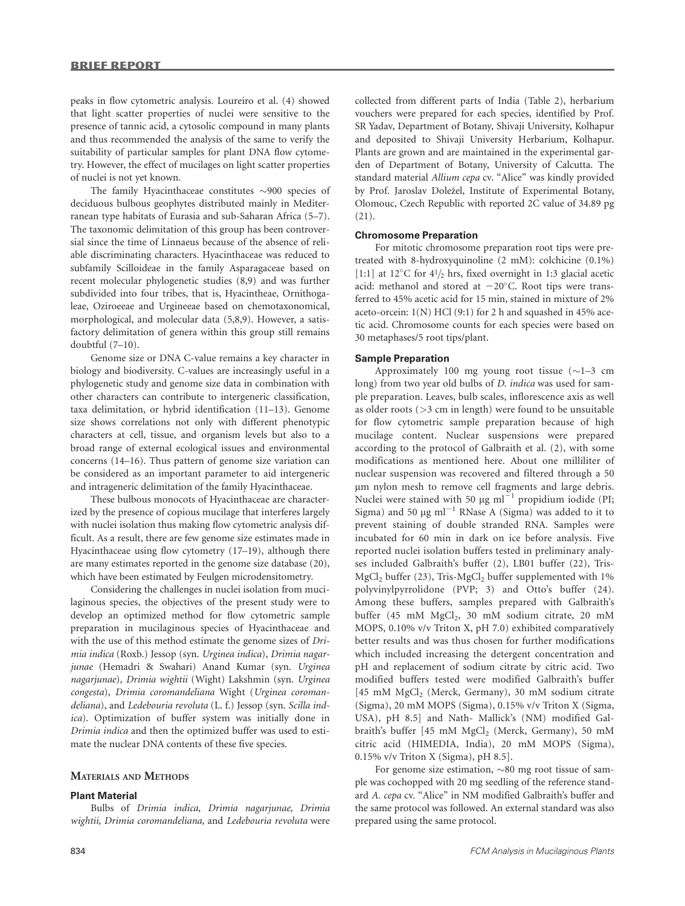peaks in flow cytometric analysis. Loureiro et al. (4) showed that light scatter properties of nuclei were sensitive to the presence of tannic acid, a cytosolic compound in many plants and thus recommended the analysis of the same to verify the suitability of particular samples for plant DNA flow cytometry. However, the effect of mucilages on light scatter properties of nuclei is not yet known.

The family Hyacinthaceae constitutes ~900 species of deciduous bulbous geophytes distributed mainly in Mediterranean type habitats of Eurasia and sub-Saharan Africa (5–7). The taxonomic delimitation of this group has been controversial since the time of Linnaeus because of the absence of reliable discriminating characters. Hyacinthaceae was reduced to subfamily Scilloideae in the family Asparagaceae based on recent molecular phylogenetic studies (8,9) and was further subdivided into four tribes, that is, Hyacintheae, Ornithogaleae, Oziroeeae and Urgineeae based on chemotaxonomical, morphological, and molecular data (5,8,9). However, a satisfactory delimitation of genera within this group still remains doubtful (7–10).

Genome size or DNA C-value remains a key character in biology and biodiversity. C-values are increasingly useful in a phylogenetic study and genome size data in combination with other characters can contribute to intergeneric classification, taxa delimitation, or hybrid identification (11–13). Genome size shows correlations not only with different phenotypic characters at cell, tissue, and organism levels but also to a broad range of external ecological issues and environmental concerns (14–16). Thus pattern of genome size variation can be considered as an important parameter to aid intergeneric and intrageneric delimitation of the family Hyacinthaceae.

These bulbous monocots of Hyacinthaceae are characterized by the presence of copious mucilage that interferes largely with nuclei isolation thus making flow cytometric analysis difficult. As a result, there are few genome size estimates made in Hyacinthaceae using flow cytometry (17–19), although there are many estimates reported in the genome size database (20), which have been estimated by Feulgen microdensitometry.

Considering the challenges in nuclei isolation from mucilaginous species, the objectives of the present study were to develop an optimized method for flow cytometric sample preparation in mucilaginous species of Hyacinthaceae and with the use of this method estimate the genome sizes of *Drimia indica* (Roxb.) Jessop (syn. *Urginea indica*), *Drimia nagarjunae* (Hemadri & Swahari) Anand Kumar (syn. *Urginea nagarjunae*), *Drimia wightii* (Wight) Lakshmin (syn. *Urginea congesta*), *Drimia coromandeliana* Wight (*Urginea coromandeliana*), and *Ledebouria revoluta* (L. f.) Jessop (syn. *Scilla indica*). Optimization of buffer system was initially done in *Drimia indica* and then the optimized buffer was used to estimate the nuclear DNA contents of these five species.

## Materials and Methods

### Plant Material

Bulbs of *Drimia indica*, *Drimia nagarjunae, Drimia wightii, Drimia coromandeliana,* and *Ledebouria revoluta* were collected from different parts of India (Table 2), herbarium vouchers were prepared for each species, identified by Prof. SR Yadav, Department of Botany, Shivaji University, Kolhapur and deposited to Shivaji University Herbarium, Kolhapur. Plants are grown and are maintained in the experimental garden of Department of Botany, University of Calcutta. The standard material *Allium cepa* cv. "Alice" was kindly provided by Prof. Jaroslav Doležel, Institute of Experimental Botany, Olomouc, Czech Republic with reported 2C value of 34.89 pg (21).

### Chromosome Preparation

For mitotic chromosome preparation root tips were pretreated with 8-hydroxyquinoline (2 mM): colchicine (0.1%) [1:1] at 12°C for 4½ hrs, fixed overnight in 1:3 glacial acetic acid: methanol and stored at −20°C. Root tips were transferred to 45% acetic acid for 15 min, stained in mixture of 2% aceto-orcein: 1(N) HCl (9:1) for 2 h and squashed in 45% acetic acid. Chromosome counts for each species were based on 30 metaphases/5 root tips/plant.

### Sample Preparation

Approximately 100 mg young root tissue (~1–3 cm long) from two year old bulbs of *D. indica* was used for sample preparation. Leaves, bulb scales, inflorescence axis as well as older roots (>3 cm in length) were found to be unsuitable for flow cytometric sample preparation because of high mucilage content. Nuclear suspensions were prepared according to the protocol of Galbraith et al. (2), with some modifications as mentioned here. About one milliliter of nuclear suspension was recovered and filtered through a 50 µm nylon mesh to remove cell fragments and large debris. Nuclei were stained with 50 µg $ml^{-1}$ propidium iodide (PI; Sigma) and 50 µg $ml^{-1}$ RNase A (Sigma) was added to it to prevent staining of double stranded RNA. Samples were incubated for 60 min in dark on ice before analysis. Five reported nuclei isolation buffers tested in preliminary analyses included Galbraith's buffer (2), LB01 buffer (22), Tris-$MgCl_2$ buffer (23), Tris-$MgCl_2$ buffer supplemented with 1% polyvinylpyrrolidone (PVP; 3) and Otto's buffer (24). Among these buffers, samples prepared with Galbraith's buffer (45 mM $MgCl_2$, 30 mM sodium citrate, 20 mM MOPS, 0.10% v/v Triton X, pH 7.0) exhibited comparatively better results and was thus chosen for further modifications which included increasing the detergent concentration and pH and replacement of sodium citrate by citric acid. Two modified buffers tested were modified Galbraith's buffer [45 mM $MgCl_2$ (Merck, Germany), 30 mM sodium citrate (Sigma), 20 mM MOPS (Sigma), 0.15% v/v Triton X (Sigma, USA), pH 8.5] and Nath- Mallick's (NM) modified Galbraith's buffer [45 mM $MgCl_2$ (Merck, Germany), 50 mM citric acid (HIMEDIA, India), 20 mM MOPS (Sigma), 0.15% v/v Triton X (Sigma), pH 8.5].

For genome size estimation, ~80 mg root tissue of sample was cochopped with 20 mg seedling of the reference standard *A. cepa* cv. "Alice" in NM modified Galbraith's buffer and the same protocol was followed. An external standard was also prepared using the same protocol.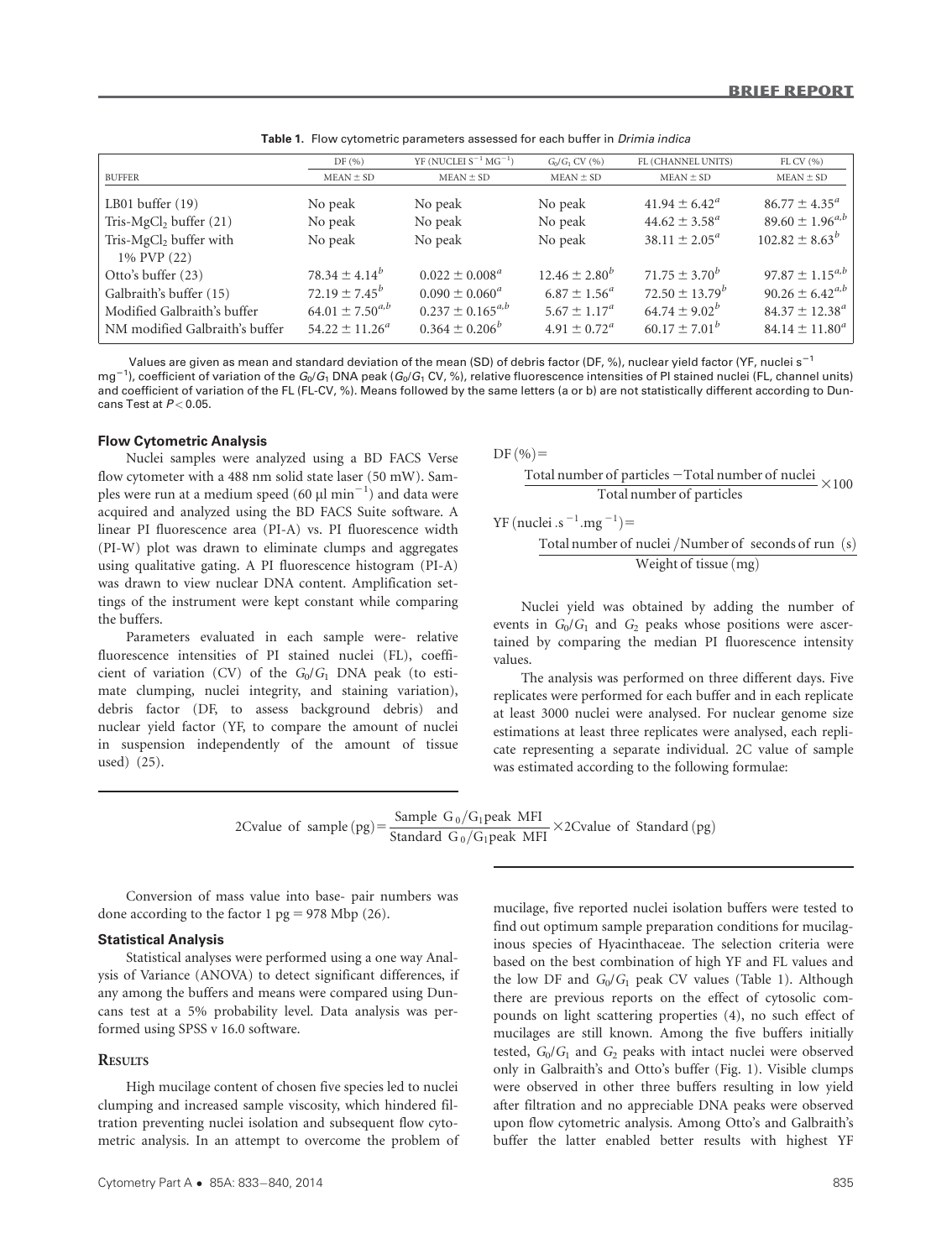**Table 1.** Flow cytometric parameters assessed for each buffer in *Drimia indica*

| BUFFER | DF (%) | YF (NUCLEI $S^{-1}$ $MG^{-1}$) | $G_0/G_1$ CV (%) | FL (CHANNEL UNITS) | FL CV (%) |
|---|---|---|---|---|---|
| | MEAN ± SD | MEAN ± SD | MEAN ± SD | MEAN ± SD | MEAN ± SD |
| LB01 buffer (19) | No peak | No peak | No peak | $41.94 \pm 6.42^{a}$ | $86.77 \pm 4.35^{a}$ |
| Tris-$MgCl_2$ buffer (21) | No peak | No peak | No peak | $44.62 \pm 3.58^{a}$ | $89.60 \pm 1.96^{a,b}$ |
| Tris-$MgCl_2$ buffer with 1% PVP (22) | No peak | No peak | No peak | $38.11 \pm 2.05^{a}$ | $102.82 \pm 8.63^{b}$ |
| Otto's buffer (23) | $78.34 \pm 4.14^{b}$ | $0.022 \pm 0.008^{a}$ | $12.46 \pm 2.80^{b}$ | $71.75 \pm 3.70^{b}$ | $97.87 \pm 1.15^{a,b}$ |
| Galbraith's buffer (15) | $72.19 \pm 7.45^{b}$ | $0.090 \pm 0.060^{a}$ | $6.87 \pm 1.56^{a}$ | $72.50 \pm 13.79^{b}$ | $90.26 \pm 6.42^{a,b}$ |
| Modified Galbraith's buffer | $64.01 \pm 7.50^{a,b}$ | $0.237 \pm 0.165^{a,b}$ | $5.67 \pm 1.17^{a}$ | $64.74 \pm 9.02^{b}$ | $84.37 \pm 12.38^{a}$ |
| NM modified Galbraith's buffer | $54.22 \pm 11.26^{a}$ | $0.364 \pm 0.206^{b}$ | $4.91 \pm 0.72^{a}$ | $60.17 \pm 7.01^{b}$ | $84.14 \pm 11.80^{a}$ |

Values are given as mean and standard deviation of the mean (SD) of debris factor (DF, %), nuclear yield factor (YF, nuclei $s^{-1}$ $mg^{-1}$), coefficient of variation of the $G_0/G_1$ DNA peak ($G_0/G_1$ CV, %), relative fluorescence intensities of PI stained nuclei (FL, channel units) and coefficient of variation of the FL (FL-CV, %). Means followed by the same letters (a or b) are not statistically different according to Duncans Test at $P < 0.05$.

### Flow Cytometric Analysis

Nuclei samples were analyzed using a BD FACS Verse flow cytometer with a 488 nm solid state laser (50 mW). Samples were run at a medium speed (60 µl $min^{-1}$) and data were acquired and analyzed using the BD FACS Suite software. A linear PI fluorescence area (PI-A) vs. PI fluorescence width (PI-W) plot was drawn to eliminate clumps and aggregates using qualitative gating. A PI fluorescence histogram (PI-A) was drawn to view nuclear DNA content. Amplification settings of the instrument were kept constant while comparing the buffers.

Parameters evaluated in each sample were- relative fluorescence intensities of PI stained nuclei (FL), coefficient of variation (CV) of the $G_0/G_1$ DNA peak (to estimate clumping, nuclei integrity, and staining variation), debris factor (DF, to assess background debris) and nuclear yield factor (YF, to compare the amount of nuclei in suspension independently of the amount of tissue used) (25).

$$\text{DF}(\%) = \frac{\text{Total number of particles} - \text{Total number of nuclei}}{\text{Total number of particles}} \times 100$$

$$\text{YF}(\text{nuclei}.s^{-1}.mg^{-1}) = \frac{\text{Total number of nuclei}/\text{Number of seconds of run (s)}}{\text{Weight of tissue (mg)}}$$

Nuclei yield was obtained by adding the number of events in $G_0/G_1$ and $G_2$ peaks whose positions were ascertained by comparing the median PI fluorescence intensity values.

The analysis was performed on three different days. Five replicates were performed for each buffer and in each replicate at least 3000 nuclei were analysed. For nuclear genome size estimations at least three replicates were analysed, each replicate representing a separate individual. 2C value of sample was estimated according to the following formulae:

$$\text{2Cvalue of sample (pg)} = \frac{\text{Sample } G_0/G_1 \text{peak MFI}}{\text{Standard } G_0/G_1 \text{peak MFI}} \times \text{2Cvalue of Standard (pg)}$$

Conversion of mass value into base- pair numbers was done according to the factor 1 pg = 978 Mbp (26).

### Statistical Analysis

Statistical analyses were performed using a one way Analysis of Variance (ANOVA) to detect significant differences, if any among the buffers and means were compared using Duncans test at a 5% probability level. Data analysis was performed using SPSS v 16.0 software.

## Results

High mucilage content of chosen five species led to nuclei clumping and increased sample viscosity, which hindered filtration preventing nuclei isolation and subsequent flow cytometric analysis. In an attempt to overcome the problem of mucilage, five reported nuclei isolation buffers were tested to find out optimum sample preparation conditions for mucilaginous species of Hyacinthaceae. The selection criteria were based on the best combination of high YF and FL values and the low DF and $G_0/G_1$ peak CV values (Table 1). Although there are previous reports on the effect of cytosolic compounds on light scattering properties (4), no such effect of mucilages are still known. Among the five buffers initially tested, $G_0/G_1$ and $G_2$ peaks with intact nuclei were observed only in Galbraith's and Otto's buffer (Fig. 1). Visible clumps were observed in other three buffers resulting in low yield after filtration and no appreciable DNA peaks were observed upon flow cytometric analysis. Among Otto's and Galbraith's buffer the latter enabled better results with highest YF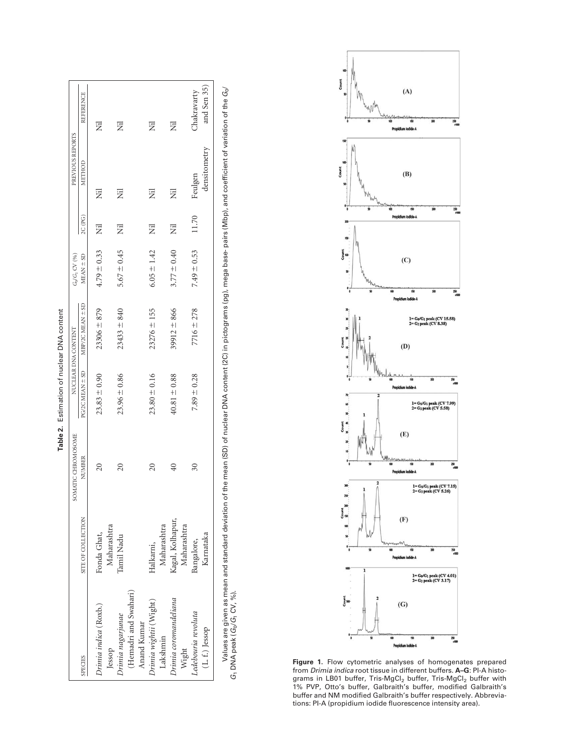**Table 2.** Estimation of nuclear DNA content

| SPECIES | SITE OF COLLECTION | SOMATIC CHROMOSOME NUMBER | NUCLEAR DNA CONTENT | | $G_0/G_1$ CV (%) | PREVIOUS REPORTS | | |
|---|---|---|---|---|---|---|---|---|
| | | | PG/2C MEAN ± SD | MBP/2C MEAN ± SD | MEAN ± SD | 2C (PG) | METHOD | REFERENCE |
| *Drimia indica* (Roxb.) Jessop | Fonda Ghat, Maharashtra | 20 | 23.83 ± 0.90 | 23306 ± 879 | 4.79 ± 0.33 | Nil | Nil | Nil |
| *Drimia nagarjunae* (Hemadri and Swahari) Anand Kumar | Tamil Nadu | 20 | 23.96 ± 0.86 | 23433 ± 840 | 5.67 ± 0.45 | Nil | Nil | Nil |
| *Drimia wightii* (Wight) Lakshmin | Halkarni, Maharashtra | 20 | 23.80 ± 0.16 | 23276 ± 155 | 6.05 ± 1.42 | Nil | Nil | Nil |
| *Drimia coromandeliana* Wight | Kagal, Kolhapur, Maharashtra | 40 | 40.81 ± 0.88 | 39912 ± 866 | 3.77 ± 0.40 | Nil | Nil | Nil |
| *Ledebouria revoluta* (L. f.) Jessop | Bangalore, Karnataka | 30 | 7.89 ± 0.28 | 7716 ± 278 | 7.49 ± 0.53 | 11.70 | Feulgen densitometry | Chakravarty and Sen 35) |

Values are given as mean and standard deviation of the mean (SD) of nuclear DNA content (2C) in pictograms (pg), mega base- pairs (Mbp), and coefficient of variation of the $G_0/G_1$ DNA peak ($G_0/G_1$ CV, %).

**Figure 1.** Flow cytometric analyses of homogenates prepared from *Drimia indica* root tissue in different buffers. **A–G**: PI-A histograms in LB01 buffer, Tris-MgCl$_2$ buffer, Tris-MgCl$_2$ buffer with 1% PVP, Otto's buffer, Galbraith's buffer, modified Galbraith's buffer and NM modified Galbraith's buffer respectively. Abbreviations: PI-A (propidium iodide fluorescence intensity area).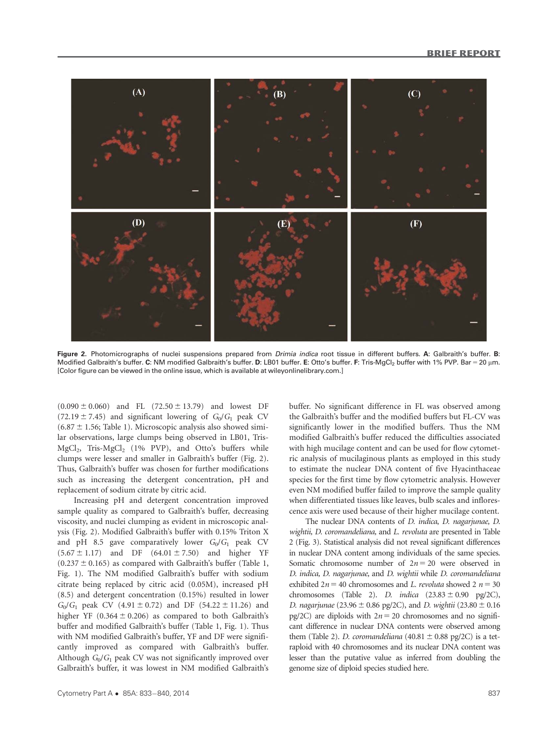Figure 2. Photomicrographs of nuclei suspensions prepared from *Drimia indica* root tissue in different buffers. **A**: Galbraith's buffer. **B**: Modified Galbraith's buffer. **C**: NM modified Galbraith's buffer. **D**: LB01 buffer. **E**: Otto's buffer. **F**: Tris-$MgCl_2$ buffer with 1% PVP. Bar = 20 μm. [Color figure can be viewed in the online issue, which is available at wileyonlinelibrary.com.]

(0.090 ± 0.060) and FL (72.50 ± 13.79) and lowest DF (72.19 ± 7.45) and significant lowering of $G_0/G_1$ peak CV (6.87 ± 1.56; Table 1). Microscopic analysis also showed similar observations, large clumps being observed in LB01, Tris-$MgCl_2$, Tris-$MgCl_2$ (1% PVP), and Otto's buffers while clumps were lesser and smaller in Galbraith's buffer (Fig. 2). Thus, Galbraith's buffer was chosen for further modifications such as increasing the detergent concentration, pH and replacement of sodium citrate by citric acid.

Increasing pH and detergent concentration improved sample quality as compared to Galbraith's buffer, decreasing viscosity, and nuclei clumping as evident in microscopic analysis (Fig. 2). Modified Galbraith's buffer with 0.15% Triton X and pH 8.5 gave comparatively lower $G_0/G_1$ peak CV (5.67 ± 1.17) and DF (64.01 ± 7.50) and higher YF (0.237 ± 0.165) as compared with Galbraith's buffer (Table 1, Fig. 1). The NM modified Galbraith's buffer with sodium citrate being replaced by citric acid (0.05M), increased pH (8.5) and detergent concentration (0.15%) resulted in lower $G_0/G_1$ peak CV (4.91 ± 0.72) and DF (54.22 ± 11.26) and higher YF (0.364 ± 0.206) as compared to both Galbraith's buffer and modified Galbraith's buffer (Table 1, Fig. 1). Thus with NM modified Galbraith's buffer, YF and DF were significantly improved as compared with Galbraith's buffer. Although $G_0/G_1$ peak CV was not significantly improved over Galbraith's buffer, it was lowest in NM modified Galbraith's buffer. No significant difference in FL was observed among the Galbraith's buffer and the modified buffers but FL-CV was significantly lower in the modified buffers. Thus the NM modified Galbraith's buffer reduced the difficulties associated with high mucilage content and can be used for flow cytometric analysis of mucilaginous plants as employed in this study to estimate the nuclear DNA content of five Hyacinthaceae species for the first time by flow cytometric analysis. However even NM modified buffer failed to improve the sample quality when differentiated tissues like leaves, bulb scales and inflorescence axis were used because of their higher mucilage content.

The nuclear DNA contents of *D. indica*, *D. nagarjunae*, *D. wightii*, *D. coromandeliana*, and *L. revoluta* are presented in Table 2 (Fig. 3). Statistical analysis did not reveal significant differences in nuclear DNA content among individuals of the same species. Somatic chromosome number of $2n = 20$ were observed in *D. indica*, *D. nagarjunae*, and *D. wightii* while *D. coromandeliana* exhibited $2n = 40$ chromosomes and *L. revoluta* showed $2n = 30$ chromosomes (Table 2). *D. indica* (23.83 ± 0.90 pg/2C), *D. nagarjunae* (23.96 ± 0.86 pg/2C), and *D. wightii* (23.80 ± 0.16 pg/2C) are diploids with $2n = 20$ chromosomes and no significant difference in nuclear DNA contents were observed among them (Table 2). *D. coromandeliana* (40.81 ± 0.88 pg/2C) is a tetraploid with 40 chromosomes and its nuclear DNA content was lesser than the putative value as inferred from doubling the genome size of diploid species studied here.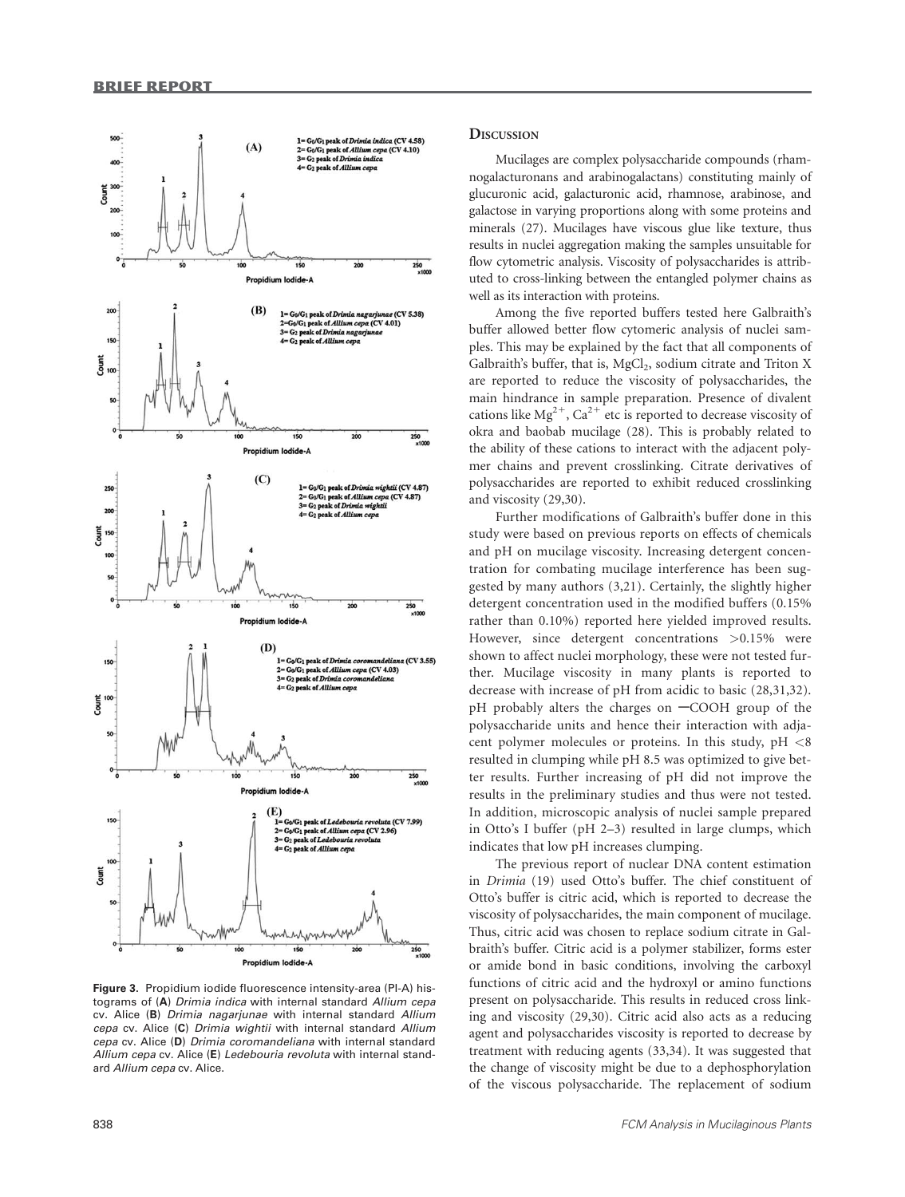Figure 3. Propidium iodide fluorescence intensity-area (PI-A) histograms of (**A**) *Drimia indica* with internal standard *Allium cepa* cv. Alice (**B**) *Drimia nagarjunae* with internal standard *Allium cepa* cv. Alice (**C**) *Drimia wightii* with internal standard *Allium cepa* cv. Alice (**D**) *Drimia coromandeliana* with internal standard *Allium cepa* cv. Alice (**E**) *Ledebouria revoluta* with internal standard *Allium cepa* cv. Alice.

## Discussion

Mucilages are complex polysaccharide compounds (rhamnogalacturonans and arabinogalactans) constituting mainly of glucuronic acid, galacturonic acid, rhamnose, arabinose, and galactose in varying proportions along with some proteins and minerals (27). Mucilages have viscous glue like texture, thus results in nuclei aggregation making the samples unsuitable for flow cytometric analysis. Viscosity of polysaccharides is attributed to cross-linking between the entangled polymer chains as well as its interaction with proteins.

Among the five reported buffers tested here Galbraith's buffer allowed better flow cytomeric analysis of nuclei samples. This may be explained by the fact that all components of Galbraith's buffer, that is, $MgCl_2$, sodium citrate and Triton X are reported to reduce the viscosity of polysaccharides, the main hindrance in sample preparation. Presence of divalent cations like $Mg^{2+}$, $Ca^{2+}$ etc is reported to decrease viscosity of okra and baobab mucilage (28). This is probably related to the ability of these cations to interact with the adjacent polymer chains and prevent crosslinking. Citrate derivatives of polysaccharides are reported to exhibit reduced crosslinking and viscosity (29,30).

Further modifications of Galbraith's buffer done in this study were based on previous reports on effects of chemicals and pH on mucilage viscosity. Increasing detergent concentration for combating mucilage interference has been suggested by many authors (3,21). Certainly, the slightly higher detergent concentration used in the modified buffers (0.15% rather than 0.10%) reported here yielded improved results. However, since detergent concentrations >0.15% were shown to affect nuclei morphology, these were not tested further. Mucilage viscosity in many plants is reported to decrease with increase of pH from acidic to basic (28,31,32). pH probably alters the charges on —COOH group of the polysaccharide units and hence their interaction with adjacent polymer molecules or proteins. In this study, pH <8 resulted in clumping while pH 8.5 was optimized to give better results. Further increasing of pH did not improve the results in the preliminary studies and thus were not tested. In addition, microscopic analysis of nuclei sample prepared in Otto's I buffer (pH 2–3) resulted in large clumps, which indicates that low pH increases clumping.

The previous report of nuclear DNA content estimation in *Drimia* (19) used Otto's buffer. The chief constituent of Otto's buffer is citric acid, which is reported to decrease the viscosity of polysaccharides, the main component of mucilage. Thus, citric acid was chosen to replace sodium citrate in Galbraith's buffer. Citric acid is a polymer stabilizer, forms ester or amide bond in basic conditions, involving the carboxyl functions of citric acid and the hydroxyl or amino functions present on polysaccharide. This results in reduced cross linking and viscosity (29,30). Citric acid also acts as a reducing agent and polysaccharides viscosity is reported to decrease by treatment with reducing agents (33,34). It was suggested that the change of viscosity might be due to a dephosphorylation of the viscous polysaccharide. The replacement of sodium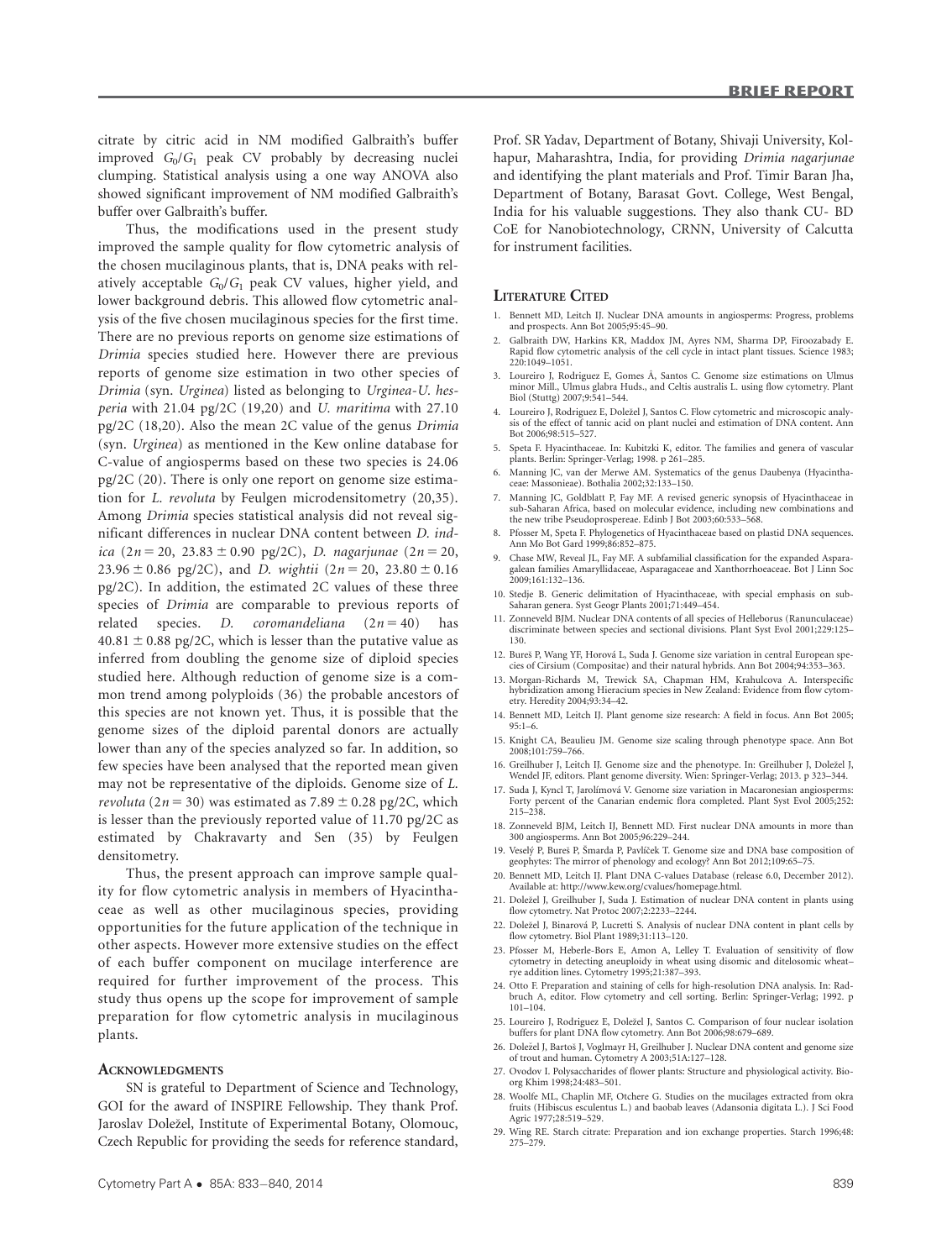citrate by citric acid in NM modified Galbraith's buffer improved $G_0/G_1$ peak CV probably by decreasing nuclei clumping. Statistical analysis using a one way ANOVA also showed significant improvement of NM modified Galbraith's buffer over Galbraith's buffer.

Thus, the modifications used in the present study improved the sample quality for flow cytometric analysis of the chosen mucilaginous plants, that is, DNA peaks with relatively acceptable $G_0/G_1$ peak CV values, higher yield, and lower background debris. This allowed flow cytometric analysis of the five chosen mucilaginous species for the first time. There are no previous reports on genome size estimations of *Drimia* species studied here. However there are previous reports of genome size estimation in two other species of *Drimia* (syn. *Urginea*) listed as belonging to *Urginea*-*U. hesperia* with 21.04 pg/2C (19,20) and *U. maritima* with 27.10 pg/2C (18,20). Also the mean 2C value of the genus *Drimia* (syn. *Urginea*) as mentioned in the Kew online database for C-value of angiosperms based on these two species is 24.06 pg/2C (20). There is only one report on genome size estimation for *L. revoluta* by Feulgen microdensitometry (20,35). Among *Drimia* species statistical analysis did not reveal significant differences in nuclear DNA content between *D. indica* ($2n = 20$, $23.83 \pm 0.90$ pg/2C), *D. nagarjunae* ($2n = 20$, $23.96 \pm 0.86$ pg/2C), and *D. wightii* ($2n = 20$, $23.80 \pm 0.16$ pg/2C). In addition, the estimated 2C values of these three species of *Drimia* are comparable to previous reports of related species. *D. coromandeliana* ($2n = 40$) has $40.81 \pm 0.88$ pg/2C, which is lesser than the putative value as inferred from doubling the genome size of diploid species studied here. Although reduction of genome size is a common trend among polyploids (36) the probable ancestors of this species are not known yet. Thus, it is possible that the genome sizes of the diploid parental donors are actually lower than any of the species analyzed so far. In addition, so few species have been analysed that the reported mean given may not be representative of the diploids. Genome size of *L. revoluta* ($2n = 30$) was estimated as $7.89 \pm 0.28$ pg/2C, which is lesser than the previously reported value of 11.70 pg/2C as estimated by Chakravarty and Sen (35) by Feulgen densitometry.

Thus, the present approach can improve sample quality for flow cytometric analysis in members of Hyacinthaceae as well as other mucilaginous species, providing opportunities for the future application of the technique in other aspects. However more extensive studies on the effect of each buffer component on mucilage interference are required for further improvement of the process. This study thus opens up the scope for improvement of sample preparation for flow cytometric analysis in mucilaginous plants.

## Acknowledgments

SN is grateful to Department of Science and Technology, GOI for the award of INSPIRE Fellowship. They thank Prof. Jaroslav Doležel, Institute of Experimental Botany, Olomouc, Czech Republic for providing the seeds for reference standard, Prof. SR Yadav, Department of Botany, Shivaji University, Kolhapur, Maharashtra, India, for providing *Drimia nagarjunae* and identifying the plant materials and Prof. Timir Baran Jha, Department of Botany, Barasat Govt. College, West Bengal, India for his valuable suggestions. They also thank CU- BD CoE for Nanobiotechnology, CRNN, University of Calcutta for instrument facilities.

## Literature Cited

1. Bennett MD, Leitch IJ. Nuclear DNA amounts in angiosperms: Progress, problems and prospects. Ann Bot 2005;95:45–90.
2. Galbraith DW, Harkins KR, Maddox JM, Ayres NM, Sharma DP, Firoozabady E. Rapid flow cytometric analysis of the cell cycle in intact plant tissues. Science 1983; 220:1049–1051.
3. Loureiro J, Rodriguez E, Gomes Â, Santos C. Genome size estimations on Ulmus minor Mill., Ulmus glabra Huds., and Celtis australis L. using flow cytometry. Plant Biol (Stuttg) 2007;9:541–544.
4. Loureiro J, Rodriguez E, Doležel J, Santos C. Flow cytometric and microscopic analysis of the effect of tannic acid on plant nuclei and estimation of DNA content. Ann Bot 2006;98:515–527.
5. Speta F. Hyacinthaceae. In: Kubitzki K, editor. The families and genera of vascular plants. Berlin: Springer-Verlag; 1998. p 261–285.
6. Manning JC, van der Merwe AM. Systematics of the genus Daubenya (Hyacinthaceae: Massonieae). Bothalia 2002;32:133–150.
7. Manning JC, Goldblatt P, Fay MF. A revised generic synopsis of Hyacinthaceae in sub-Saharan Africa, based on molecular evidence, including new combinations and the new tribe Pseudoprospereae. Edinb J Bot 2003;60:533–568.
8. Pfosser M, Speta F. Phylogenetics of Hyacinthaceae based on plastid DNA sequences. Ann Mo Bot Gard 1999;86:852–875.
9. Chase MW, Reveal JL, Fay MF. A subfamilial classification for the expanded Asparagalean families Amaryllidaceae, Asparagaceae and Xanthorrhoeaceae. Bot J Linn Soc 2009;161:132–136.
10. Stedje B. Generic delimitation of Hyacinthaceae, with special emphasis on sub-Saharan genera. Syst Geogr Plants 2001;71:449–454.
11. Zonneveld BJM. Nuclear DNA contents of all species of Helleborus (Ranunculaceae) discriminate between species and sectional divisions. Plant Syst Evol 2001;229:125–130.
12. Bureš P, Wang YF, Horová L, Suda J. Genome size variation in central European species of Cirsium (Compositae) and their natural hybrids. Ann Bot 2004;94:353–363.
13. Morgan-Richards M, Trewick SA, Chapman HM, Krahulcova A. Interspecific hybridization among Hieracium species in New Zealand: Evidence from flow cytometry. Heredity 2004;93:34–42.
14. Bennett MD, Leitch IJ. Plant genome size research: A field in focus. Ann Bot 2005; 95:1–6.
15. Knight CA, Beaulieu JM. Genome size scaling through phenotype space. Ann Bot 2008;101:759–766.
16. Greilhuber J, Leitch IJ. Genome size and the phenotype. In: Greilhuber J, Doležel J, Wendel JF, editors. Plant genome diversity. Wien: Springer-Verlag; 2013. p 323–344.
17. Suda J, Kyncl T, Jarolímová V. Genome size variation in Macaronesian angiosperms: Forty percent of the Canarian endemic flora completed. Plant Syst Evol 2005;252: 215–238.
18. Zonneveld BJM, Leitch IJ, Bennett MD. First nuclear DNA amounts in more than 300 angiosperms. Ann Bot 2005;96:229–244.
19. Veselý P, Bureš P, Šmarda P, Pavlíček T. Genome size and DNA base composition of geophytes: The mirror of phenology and ecology? Ann Bot 2012;109:65–75.
20. Bennett MD, Leitch IJ. Plant DNA C-values Database (release 6.0, December 2012). Available at: http://www.kew.org/cvalues/homepage.html.
21. Doležel J, Greilhuber J, Suda J. Estimation of nuclear DNA content in plants using flow cytometry. Nat Protoc 2007;2:2233–2244.
22. Doležel J, Binarová P, Lucretti S. Analysis of nuclear DNA content in plant cells by flow cytometry. Biol Plant 1989;31:113–120.
23. Pfosser M, Heberle-Bors E, Amon A, Lelley T. Evaluation of sensitivity of flow cytometry in detecting aneuploidy in wheat using disomic and ditelosomic wheat–rye addition lines. Cytometry 1995;21:387–393.
24. Otto F. Preparation and staining of cells for high-resolution DNA analysis. In: Radbruch A, editor. Flow cytometry and cell sorting. Berlin: Springer-Verlag; 1992. p 101–104.
25. Loureiro J, Rodriguez E, Doležel J, Santos C. Comparison of four nuclear isolation buffers for plant DNA flow cytometry. Ann Bot 2006;98:679–689.
26. Doležel J, Bartoš J, Voglmayr H, Greilhuber J. Nuclear DNA content and genome size of trout and human. Cytometry A 2003;51A:127–128.
27. Ovodov I. Polysaccharides of flower plants: Structure and physiological activity. Bioorg Khim 1998;24:483–501.
28. Woolfe ML, Chaplin MF, Otchere G. Studies on the mucilages extracted from okra fruits (Hibiscus esculentus L.) and baobab leaves (Adansonia digitata L.). J Sci Food Agric 1977;28:519–529.
29. Wing RE. Starch citrate: Preparation and ion exchange properties. Starch 1996;48: 275–279.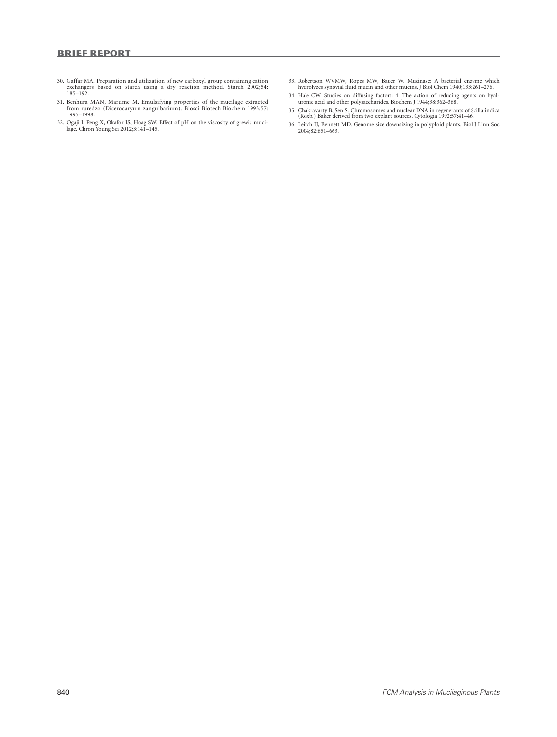30. Gaffar MA. Preparation and utilization of new carboxyl group containing cation exchangers based on starch using a dry reaction method. Starch 2002;54: 185–192.
31. Benhura MAN, Marume M. Emulsifying properties of the mucilage extracted from ruredzo (Dicerocaryum zanguibarium). Biosci Biotech Biochem 1993;57: 1995–1998.
32. Ogaji I, Peng X, Okafor IS, Hoag SW. Effect of pH on the viscosity of grewia mucilage. Chron Young Sci 2012;3:141–145.
33. Robertson WVMW, Ropes MW, Bauer W. Mucinase: A bacterial enzyme which hydrolyzes synovial fluid mucin and other mucins. J Biol Chem 1940;133:261–276.
34. Hale CW. Studies on diffusing factors: 4. The action of reducing agents on hyaluronic acid and other polysaccharides. Biochem J 1944;38:362–368.
35. Chakravarty B, Sen S. Chromosomes and nuclear DNA in regenerants of Scilla indica (Roxb.) Baker derived from two explant sources. Cytologia 1992;57:41–46.
36. Leitch IJ, Bennett MD. Genome size downsizing in polyploid plants. Biol J Linn Soc 2004;82:651–663.